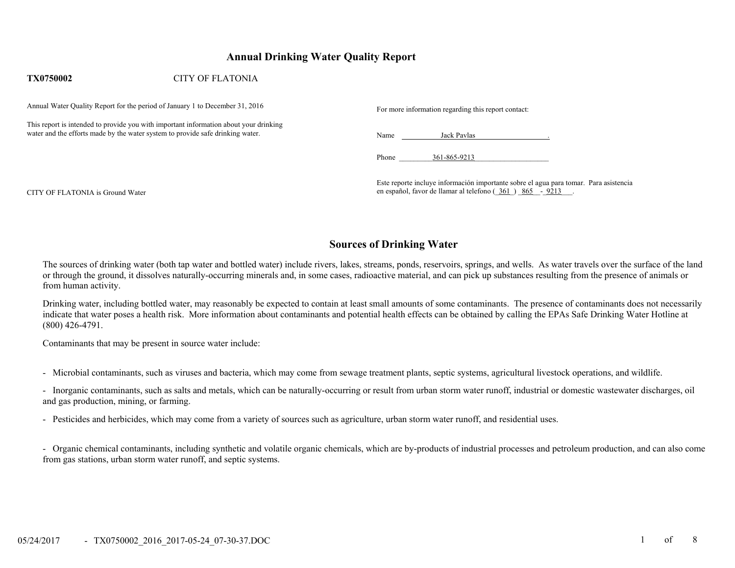# Annual Drinking Water Quality Report

**TX0750002** CITY OF FLATONIA

Annual Water Quality Report for the period of January 1 to December 31, 2016

This report is intended to provide you with important information about your drinking water and the efforts made by the water system to provide safe drinking water.

CITY OF FLATONIA is Ground Water

For more information regarding this report contact:

Name Jack Pavlas

Phone 361-865-9213

Este reporte incluye información importante sobre el agua para tomar. Para asistencia en español, favor de llamar al telefono ( 361 ) 865 - 9213 .

## Sources of Drinking Water

The sources of drinking water (both tap water and bottled water) include rivers, lakes, streams, ponds, reservoirs, springs, and wells. As water travels over the surface of the land or through the ground, it dissolves naturally-occurring minerals and, in some cases, radioactive material, and can pick up substances resulting from the presence of animals or from human activity.

Drinking water, including bottled water, may reasonably be expected to contain at least small amounts of some contaminants. The presence of contaminants does not necessarily indicate that water poses a health risk. More information about contaminants and potential health effects can be obtained by calling the EPAs Safe Drinking Water Hotline at (800) 426-4791.

Contaminants that may be present in source water include:

- Microbial contaminants, such as viruses and bacteria, which may come from sewage treatment plants, septic systems, agricultural livestock operations, and wildlife.
- Inorganic contaminants, such as salts and metals, which can be naturally-occurring or result from urban storm water runoff, industrial or domestic wastewater discharges, oil and gas production, mining, or farming.
- Pesticides and herbicides, which may come from a variety of sources such as agriculture, urban storm water runoff, and residential uses.
- Organic chemical contaminants, including synthetic and volatile organic chemicals, which are by-products of industrial processes and petroleum production, and can also come from gas stations, urban storm water runoff, and septic systems.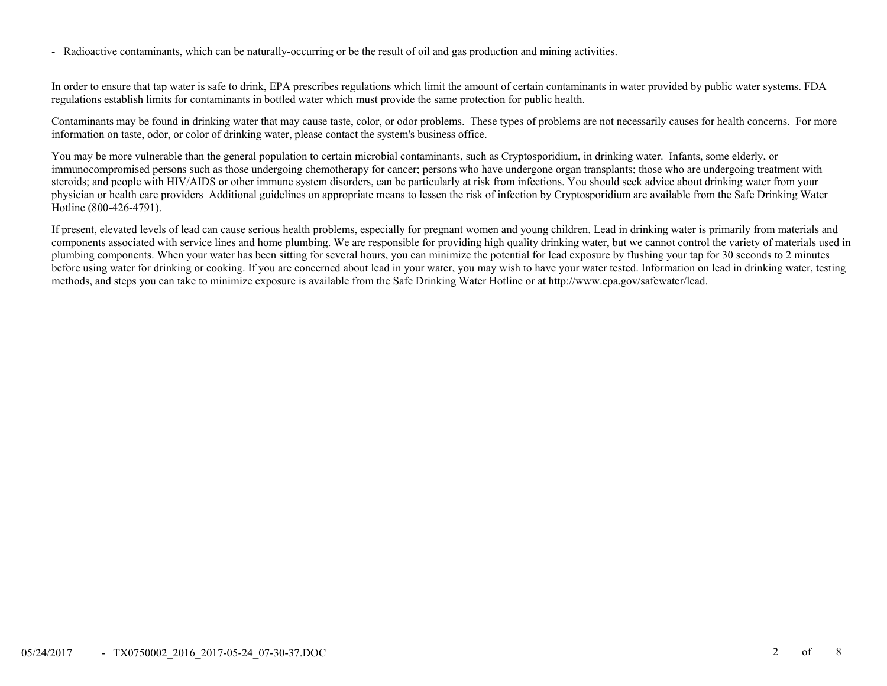- Radioactive contaminants, which can be naturally-occurring or be the result of oil and gas production and mining activities.

In order to ensure that tap water is safe to drink, EPA prescribes regulations which limit the amount of certain contaminants in water provided by public water systems. FDA regulations establish limits for contaminants in bottled water which must provide the same protection for public health.

Contaminants may be found in drinking water that may cause taste, color, or odor problems. These types of problems are not necessarily causes for health concerns. For more information on taste, odor, or color of drinking water, please contact the system's business office.

You may be more vulnerable than the general population to certain microbial contaminants, such as Cryptosporidium, in drinking water. Infants, some elderly, or immunocompromised persons such as those undergoing chemotherapy for cancer; persons who have undergone organ transplants; those who are undergoing treatment with steroids; and people with HIV/AIDS or other immune system disorders, can be particularly at risk from infections. You should seek advice about drinking water from your physician or health care providers Additional guidelines on appropriate means to lessen the risk of infection by Cryptosporidium are available from the Safe Drinking Water Hotline (800-426-4791).

If present, elevated levels of lead can cause serious health problems, especially for pregnant women and young children. Lead in drinking water is primarily from materials and components associated with service lines and home plumbing. We are responsible for providing high quality drinking water, but we cannot control the variety of materials used in plumbing components. When your water has been sitting for several hours, you can minimize the potential for lead exposure by flushing your tap for 30 seconds to 2 minutes before using water for drinking or cooking. If you are concerned about lead in your water, you may wish to have your water tested. Information on lead in drinking water, testing methods, and steps you can take to minimize exposure is available from the Safe Drinking Water Hotline or at http://www.epa.gov/safewater/lead.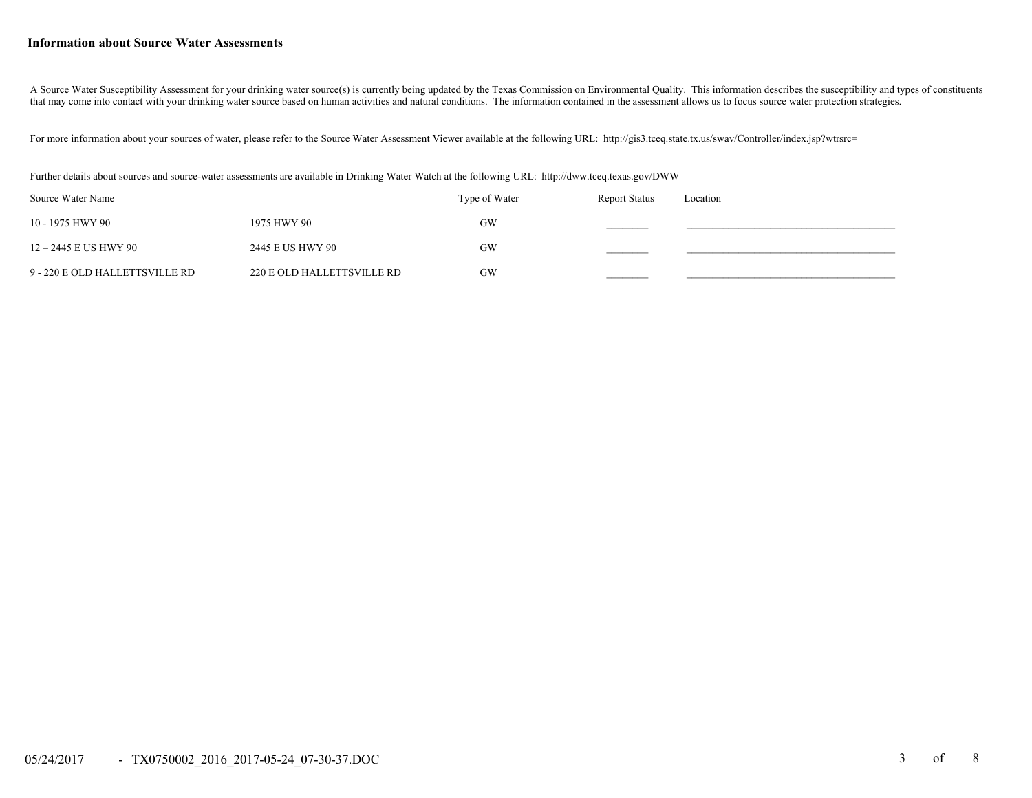### Information about Source Water Assessments

A Source Water Susceptibility Assessment for your drinking water source(s) is currently being updated by the Texas Commission on Environmental Quality. This information describes the susceptibility and types of constituents that may come into contact with your drinking water source based on human activities and natural conditions. The information contained in the assessment allows us to focus source water protection strategies.

For more information about your sources of water, please refer to the Source Water Assessment Viewer available at the following URL: http://gis3.tceq.state.tx.us/swav/Controller/index.jsp?wtrsrc=

Further details about sources and source-water assessments are available in Drinking Water Watch at the following URL: http://dww.tceq.texas.gov/DWW

| Source Water Name | | Type of Water | Report Status | Location |
|---|---|---|---|---|
| 10 - 1975 HWY 90 | 1975 HWY 90 | GW | ________ | ________________________________________ |
| 12 – 2445 E US HWY 90 | 2445 E US HWY 90 | GW | ________ | ________________________________________ |
| 9 - 220 E OLD HALLETTSVILLE RD | 220 E OLD HALLETTSVILLE RD | GW | ________ | ________________________________________ |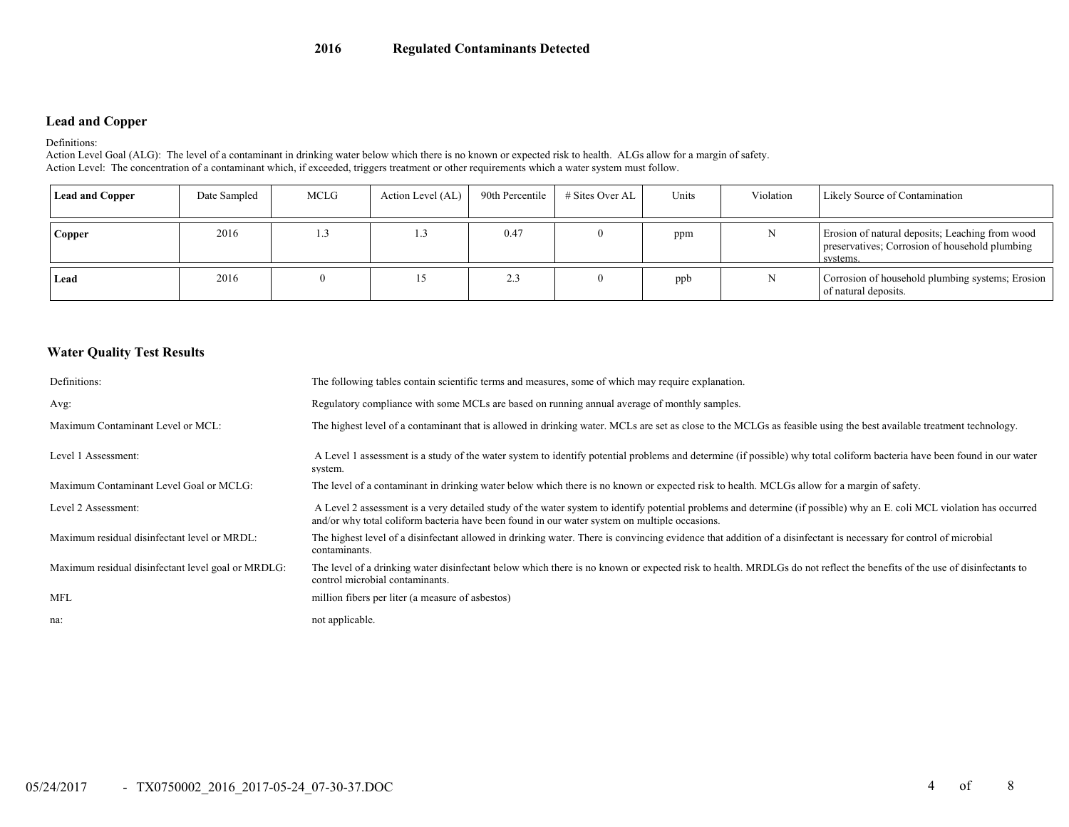# 2016 Regulated Contaminants Detected

## Lead and Copper

Definitions:
Action Level Goal (ALG): The level of a contaminant in drinking water below which there is no known or expected risk to health. ALGs allow for a margin of safety.
Action Level: The concentration of a contaminant which, if exceeded, triggers treatment or other requirements which a water system must follow.

| Lead and Copper | Date Sampled | MCLG | Action Level (AL) | 90th Percentile | # Sites Over AL | Units | Violation | Likely Source of Contamination |
|---|---|---|---|---|---|---|---|---|
| **Copper** | 2016 | 1.3 | 1.3 | 0.47 | 0 | ppm | N | Erosion of natural deposits; Leaching from wood preservatives; Corrosion of household plumbing systems. |
| **Lead** | 2016 | 0 | 15 | 2.3 | 0 | ppb | N | Corrosion of household plumbing systems; Erosion of natural deposits. |

## Water Quality Test Results

| | |
|---|---|
| Definitions: | The following tables contain scientific terms and measures, some of which may require explanation. |
| Avg: | Regulatory compliance with some MCLs are based on running annual average of monthly samples. |
| Maximum Contaminant Level or MCL: | The highest level of a contaminant that is allowed in drinking water. MCLs are set as close to the MCLGs as feasible using the best available treatment technology. |
| Level 1 Assessment: | A Level 1 assessment is a study of the water system to identify potential problems and determine (if possible) why total coliform bacteria have been found in our water system. |
| Maximum Contaminant Level Goal or MCLG: | The level of a contaminant in drinking water below which there is no known or expected risk to health. MCLGs allow for a margin of safety. |
| Level 2 Assessment: | A Level 2 assessment is a very detailed study of the water system to identify potential problems and determine (if possible) why an E. coli MCL violation has occurred and/or why total coliform bacteria have been found in our water system on multiple occasions. |
| Maximum residual disinfectant level or MRDL: | The highest level of a disinfectant allowed in drinking water. There is convincing evidence that addition of a disinfectant is necessary for control of microbial contaminants. |
| Maximum residual disinfectant level goal or MRDLG: | The level of a drinking water disinfectant below which there is no known or expected risk to health. MRDLGs do not reflect the benefits of the use of disinfectants to control microbial contaminants. |
| MFL | million fibers per liter (a measure of asbestos) |
| na: | not applicable. |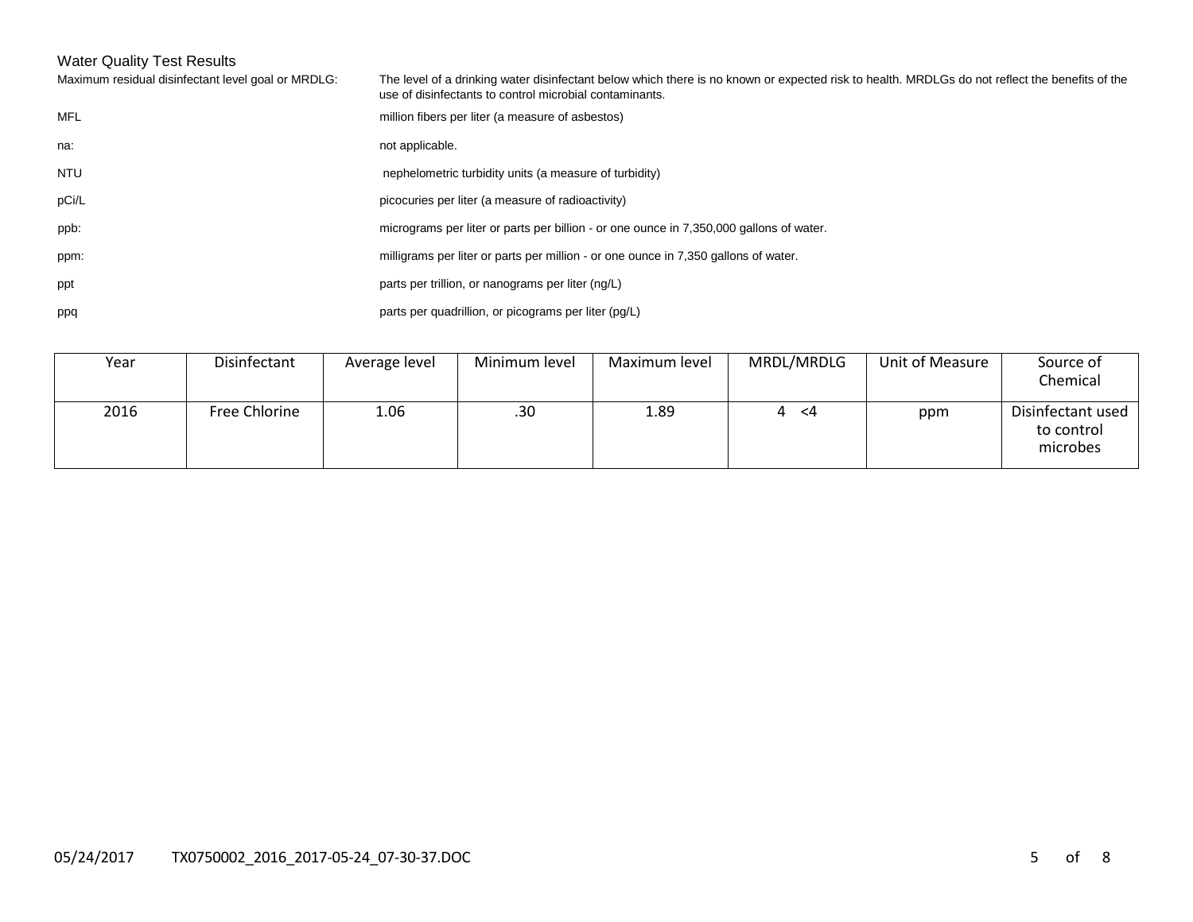## Water Quality Test Results

| | |
|---|---|
| Maximum residual disinfectant level goal or MRDLG: | The level of a drinking water disinfectant below which there is no known or expected risk to health. MRDLGs do not reflect the benefits of the use of disinfectants to control microbial contaminants. |
| MFL | million fibers per liter (a measure of asbestos) |
| na: | not applicable. |
| NTU | nephelometric turbidity units (a measure of turbidity) |
| pCi/L | picocuries per liter (a measure of radioactivity) |
| ppb: | micrograms per liter or parts per billion - or one ounce in 7,350,000 gallons of water. |
| ppm: | milligrams per liter or parts per million - or one ounce in 7,350 gallons of water. |
| ppt | parts per trillion, or nanograms per liter (ng/L) |
| ppq | parts per quadrillion, or picograms per liter (pg/L) |

| Year | Disinfectant | Average level | Minimum level | Maximum level | MRDL/MRDLG | Unit of Measure | Source of Chemical |
|---|---|---|---|---|---|---|---|
| 2016 | Free Chlorine | 1.06 | .30 | 1.89 | 4 <4 | ppm | Disinfectant used to control microbes |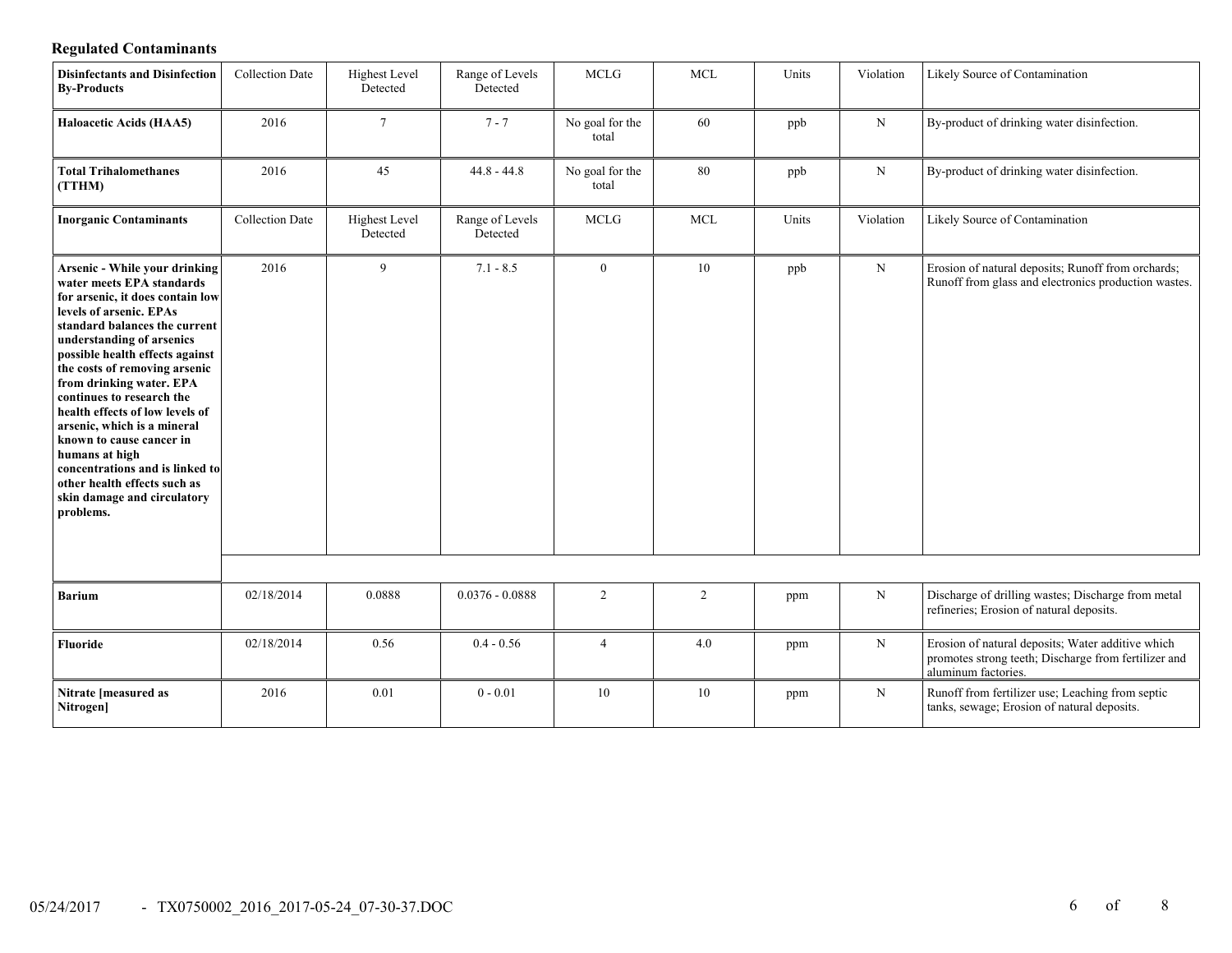## Regulated Contaminants

| Disinfectants and Disinfection By-Products | Collection Date | Highest Level Detected | Range of Levels Detected | MCLG | MCL | Units | Violation | Likely Source of Contamination |
|---|---|---|---|---|---|---|---|---|
| **Haloacetic Acids (HAA5)** | 2016 | 7 | 7 - 7 | No goal for the total | 60 | ppb | N | By-product of drinking water disinfection. |
| **Total Trihalomethanes (TTHM)** | 2016 | 45 | 44.8 - 44.8 | No goal for the total | 80 | ppb | N | By-product of drinking water disinfection. |

| Inorganic Contaminants | Collection Date | Highest Level Detected | Range of Levels Detected | MCLG | MCL | Units | Violation | Likely Source of Contamination |
|---|---|---|---|---|---|---|---|---|
| **Arsenic - While your drinking water meets EPA standards for arsenic, it does contain low levels of arsenic. EPAs standard balances the current understanding of arsenics possible health effects against the costs of removing arsenic from drinking water. EPA continues to research the health effects of low levels of arsenic, which is a mineral known to cause cancer in humans at high concentrations and is linked to other health effects such as skin damage and circulatory problems.** | 2016 | 9 | 7.1 - 8.5 | 0 | 10 | ppb | N | Erosion of natural deposits; Runoff from orchards; Runoff from glass and electronics production wastes. |
| **Barium** | 02/18/2014 | 0.0888 | 0.0376 - 0.0888 | 2 | 2 | ppm | N | Discharge of drilling wastes; Discharge from metal refineries; Erosion of natural deposits. |
| **Fluoride** | 02/18/2014 | 0.56 | 0.4 - 0.56 | 4 | 4.0 | ppm | N | Erosion of natural deposits; Water additive which promotes strong teeth; Discharge from fertilizer and aluminum factories. |
| **Nitrate [measured as Nitrogen]** | 2016 | 0.01 | 0 - 0.01 | 10 | 10 | ppm | N | Runoff from fertilizer use; Leaching from septic tanks, sewage; Erosion of natural deposits. |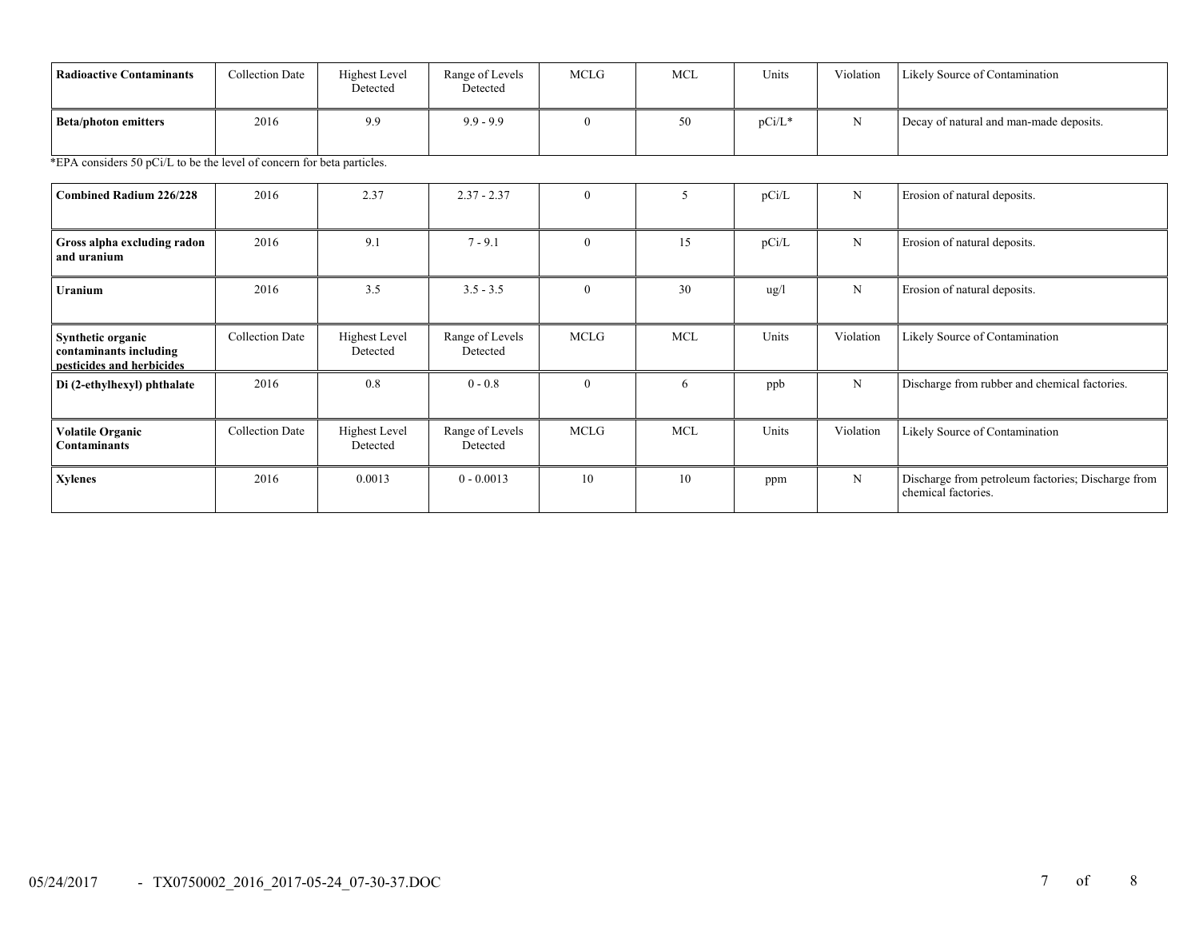| Radioactive Contaminants | Collection Date | Highest Level Detected | Range of Levels Detected | MCLG | MCL | Units | Violation | Likely Source of Contamination |
|---|---|---|---|---|---|---|---|---|
| Beta/photon emitters | 2016 | 9.9 | 9.9 - 9.9 | 0 | 50 | pCi/L* | N | Decay of natural and man-made deposits. |

*EPA considers 50 pCi/L to be the level of concern for beta particles.

| Radioactive Contaminants | Collection Date | Highest Level Detected | Range of Levels Detected | MCLG | MCL | Units | Violation | Likely Source of Contamination |
|---|---|---|---|---|---|---|---|---|
| Combined Radium 226/228 | 2016 | 2.37 | 2.37 - 2.37 | 0 | 5 | pCi/L | N | Erosion of natural deposits. |
| Gross alpha excluding radon and uranium | 2016 | 9.1 | 7 - 9.1 | 0 | 15 | pCi/L | N | Erosion of natural deposits. |
| Uranium | 2016 | 3.5 | 3.5 - 3.5 | 0 | 30 | ug/l | N | Erosion of natural deposits. |

| Synthetic organic contaminants including pesticides and herbicides | Collection Date | Highest Level Detected | Range of Levels Detected | MCLG | MCL | Units | Violation | Likely Source of Contamination |
|---|---|---|---|---|---|---|---|---|
| Di (2-ethylhexyl) phthalate | 2016 | 0.8 | 0 - 0.8 | 0 | 6 | ppb | N | Discharge from rubber and chemical factories. |

| Volatile Organic Contaminants | Collection Date | Highest Level Detected | Range of Levels Detected | MCLG | MCL | Units | Violation | Likely Source of Contamination |
|---|---|---|---|---|---|---|---|---|
| Xylenes | 2016 | 0.0013 | 0 - 0.0013 | 10 | 10 | ppm | N | Discharge from petroleum factories; Discharge from chemical factories. |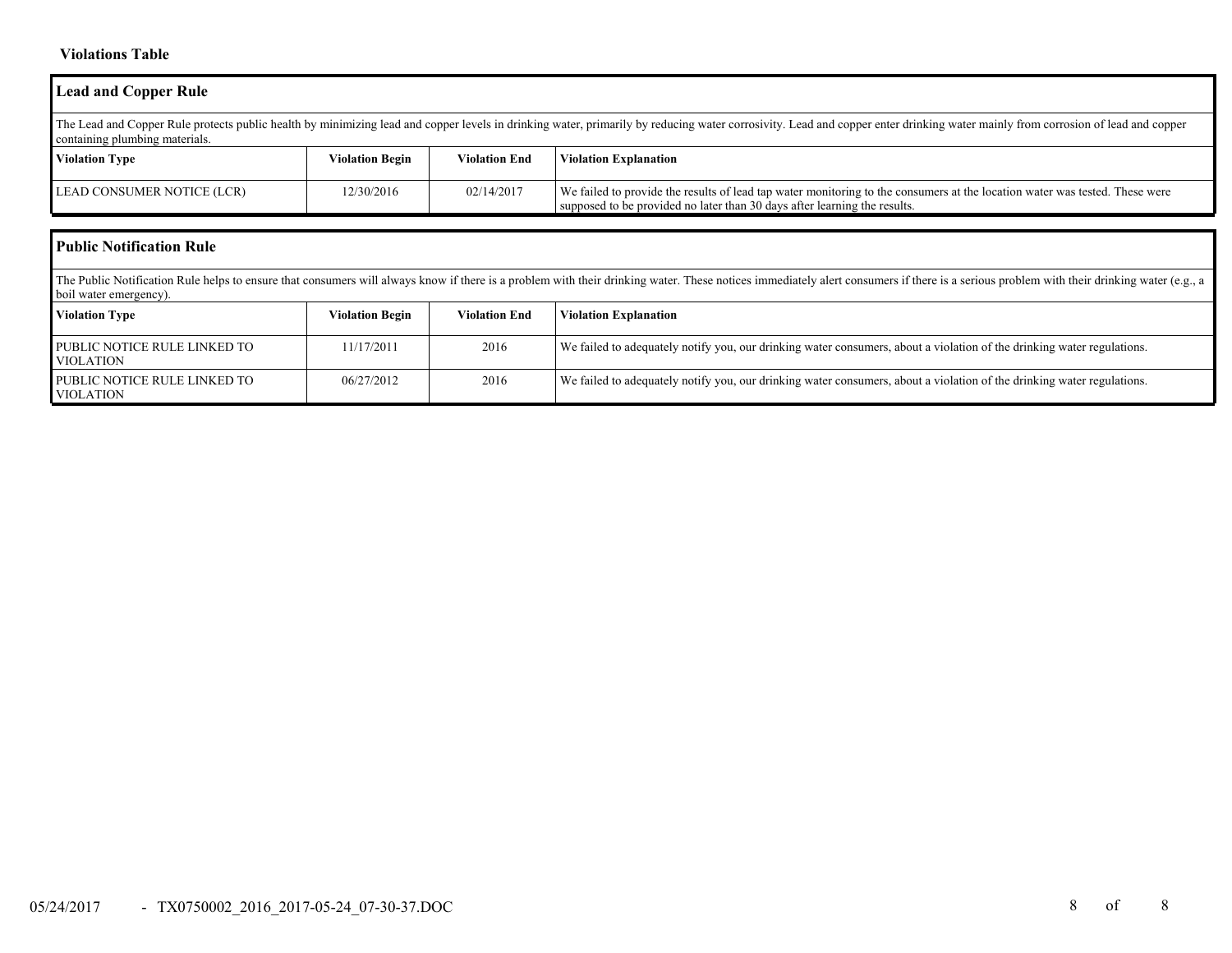### Violations Table

#### Lead and Copper Rule

The Lead and Copper Rule protects public health by minimizing lead and copper levels in drinking water, primarily by reducing water corrosivity. Lead and copper enter drinking water mainly from corrosion of lead and copper containing plumbing materials.

| Violation Type | Violation Begin | Violation End | Violation Explanation |
|---|---|---|---|
| LEAD CONSUMER NOTICE (LCR) | 12/30/2016 | 02/14/2017 | We failed to provide the results of lead tap water monitoring to the consumers at the location water was tested. These were supposed to be provided no later than 30 days after learning the results. |

#### Public Notification Rule

The Public Notification Rule helps to ensure that consumers will always know if there is a problem with their drinking water. These notices immediately alert consumers if there is a serious problem with their drinking water (e.g., a boil water emergency).

| Violation Type | Violation Begin | Violation End | Violation Explanation |
|---|---|---|---|
| PUBLIC NOTICE RULE LINKED TO VIOLATION | 11/17/2011 | 2016 | We failed to adequately notify you, our drinking water consumers, about a violation of the drinking water regulations. |
| PUBLIC NOTICE RULE LINKED TO VIOLATION | 06/27/2012 | 2016 | We failed to adequately notify you, our drinking water consumers, about a violation of the drinking water regulations. |